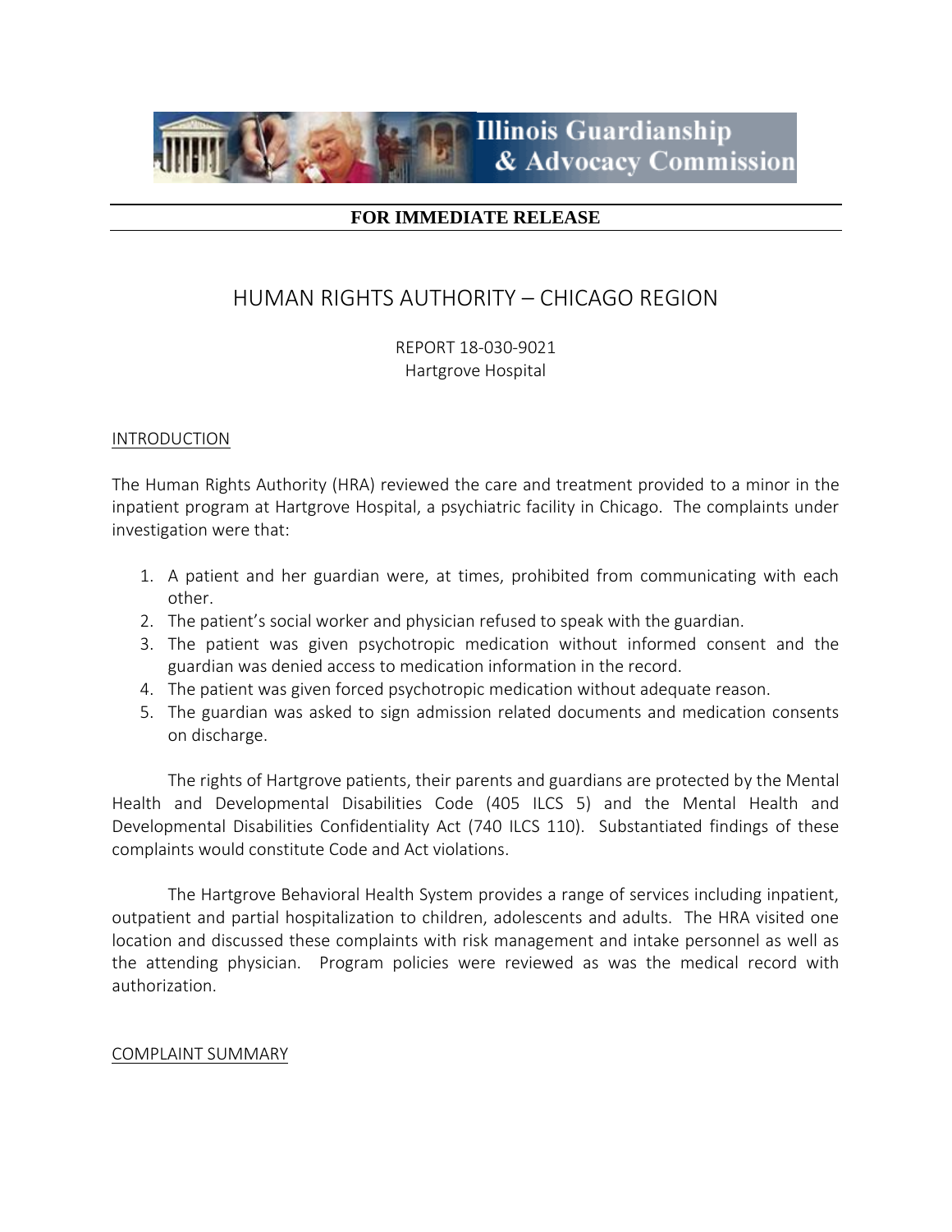Illinois Guardianship & Advocacy Commission

**FOR IMMEDIATE RELEASE**

# HUMAN RIGHTS AUTHORITY – CHICAGO REGION

REPORT 18-030-9021
Hartgrove Hospital

## INTRODUCTION

The Human Rights Authority (HRA) reviewed the care and treatment provided to a minor in the inpatient program at Hartgrove Hospital, a psychiatric facility in Chicago. The complaints under investigation were that:

1. A patient and her guardian were, at times, prohibited from communicating with each other.
2. The patient's social worker and physician refused to speak with the guardian.
3. The patient was given psychotropic medication without informed consent and the guardian was denied access to medication information in the record.
4. The patient was given forced psychotropic medication without adequate reason.
5. The guardian was asked to sign admission related documents and medication consents on discharge.

The rights of Hartgrove patients, their parents and guardians are protected by the Mental Health and Developmental Disabilities Code (405 ILCS 5) and the Mental Health and Developmental Disabilities Confidentiality Act (740 ILCS 110). Substantiated findings of these complaints would constitute Code and Act violations.

The Hartgrove Behavioral Health System provides a range of services including inpatient, outpatient and partial hospitalization to children, adolescents and adults. The HRA visited one location and discussed these complaints with risk management and intake personnel as well as the attending physician. Program policies were reviewed as was the medical record with authorization.

## COMPLAINT SUMMARY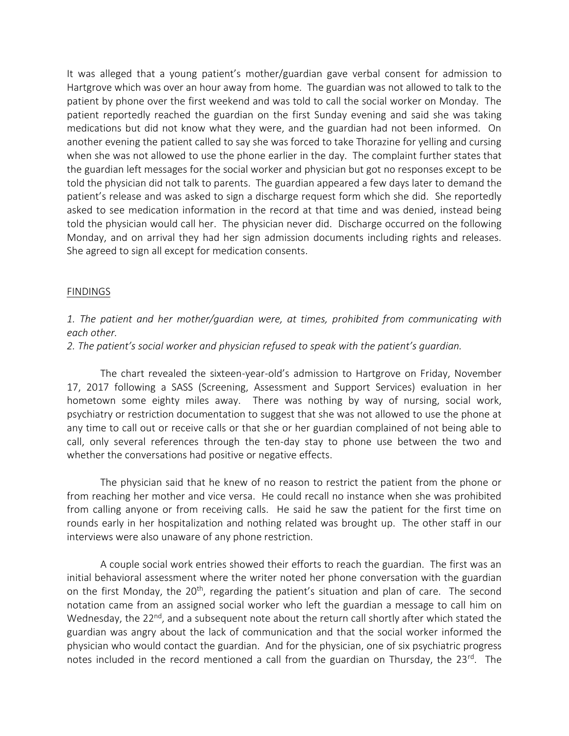It was alleged that a young patient's mother/guardian gave verbal consent for admission to Hartgrove which was over an hour away from home. The guardian was not allowed to talk to the patient by phone over the first weekend and was told to call the social worker on Monday. The patient reportedly reached the guardian on the first Sunday evening and said she was taking medications but did not know what they were, and the guardian had not been informed. On another evening the patient called to say she was forced to take Thorazine for yelling and cursing when she was not allowed to use the phone earlier in the day. The complaint further states that the guardian left messages for the social worker and physician but got no responses except to be told the physician did not talk to parents. The guardian appeared a few days later to demand the patient's release and was asked to sign a discharge request form which she did. She reportedly asked to see medication information in the record at that time and was denied, instead being told the physician would call her. The physician never did. Discharge occurred on the following Monday, and on arrival they had her sign admission documents including rights and releases. She agreed to sign all except for medication consents.

## FINDINGS

*1. The patient and her mother/guardian were, at times, prohibited from communicating with each other.*

*2. The patient's social worker and physician refused to speak with the patient's guardian.*

The chart revealed the sixteen-year-old's admission to Hartgrove on Friday, November 17, 2017 following a SASS (Screening, Assessment and Support Services) evaluation in her hometown some eighty miles away. There was nothing by way of nursing, social work, psychiatry or restriction documentation to suggest that she was not allowed to use the phone at any time to call out or receive calls or that she or her guardian complained of not being able to call, only several references through the ten-day stay to phone use between the two and whether the conversations had positive or negative effects.

The physician said that he knew of no reason to restrict the patient from the phone or from reaching her mother and vice versa. He could recall no instance when she was prohibited from calling anyone or from receiving calls. He said he saw the patient for the first time on rounds early in her hospitalization and nothing related was brought up. The other staff in our interviews were also unaware of any phone restriction.

A couple social work entries showed their efforts to reach the guardian. The first was an initial behavioral assessment where the writer noted her phone conversation with the guardian on the first Monday, the 20th, regarding the patient's situation and plan of care. The second notation came from an assigned social worker who left the guardian a message to call him on Wednesday, the 22nd, and a subsequent note about the return call shortly after which stated the guardian was angry about the lack of communication and that the social worker informed the physician who would contact the guardian. And for the physician, one of six psychiatric progress notes included in the record mentioned a call from the guardian on Thursday, the 23rd. The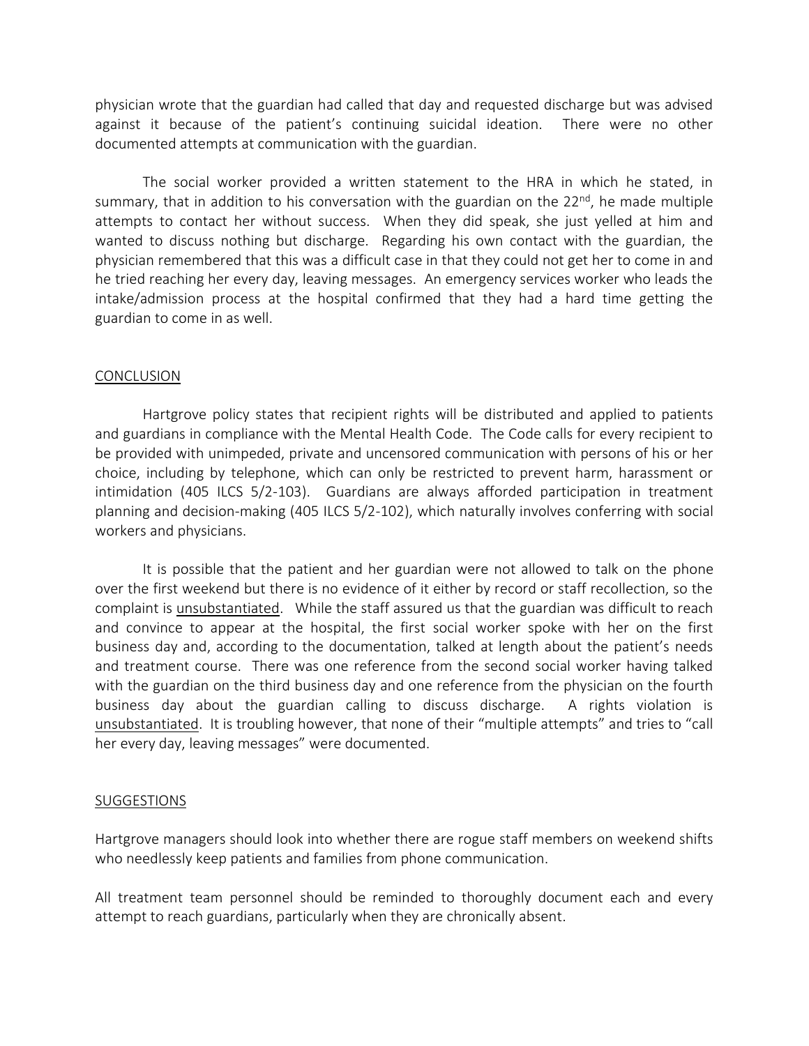physician wrote that the guardian had called that day and requested discharge but was advised against it because of the patient's continuing suicidal ideation. There were no other documented attempts at communication with the guardian.

The social worker provided a written statement to the HRA in which he stated, in summary, that in addition to his conversation with the guardian on the 22nd, he made multiple attempts to contact her without success. When they did speak, she just yelled at him and wanted to discuss nothing but discharge. Regarding his own contact with the guardian, the physician remembered that this was a difficult case in that they could not get her to come in and he tried reaching her every day, leaving messages. An emergency services worker who leads the intake/admission process at the hospital confirmed that they had a hard time getting the guardian to come in as well.

## CONCLUSION

Hartgrove policy states that recipient rights will be distributed and applied to patients and guardians in compliance with the Mental Health Code. The Code calls for every recipient to be provided with unimpeded, private and uncensored communication with persons of his or her choice, including by telephone, which can only be restricted to prevent harm, harassment or intimidation (405 ILCS 5/2-103). Guardians are always afforded participation in treatment planning and decision-making (405 ILCS 5/2-102), which naturally involves conferring with social workers and physicians.

It is possible that the patient and her guardian were not allowed to talk on the phone over the first weekend but there is no evidence of it either by record or staff recollection, so the complaint is unsubstantiated. While the staff assured us that the guardian was difficult to reach and convince to appear at the hospital, the first social worker spoke with her on the first business day and, according to the documentation, talked at length about the patient's needs and treatment course. There was one reference from the second social worker having talked with the guardian on the third business day and one reference from the physician on the fourth business day about the guardian calling to discuss discharge. A rights violation is unsubstantiated. It is troubling however, that none of their "multiple attempts" and tries to "call her every day, leaving messages" were documented.

## SUGGESTIONS

Hartgrove managers should look into whether there are rogue staff members on weekend shifts who needlessly keep patients and families from phone communication.

All treatment team personnel should be reminded to thoroughly document each and every attempt to reach guardians, particularly when they are chronically absent.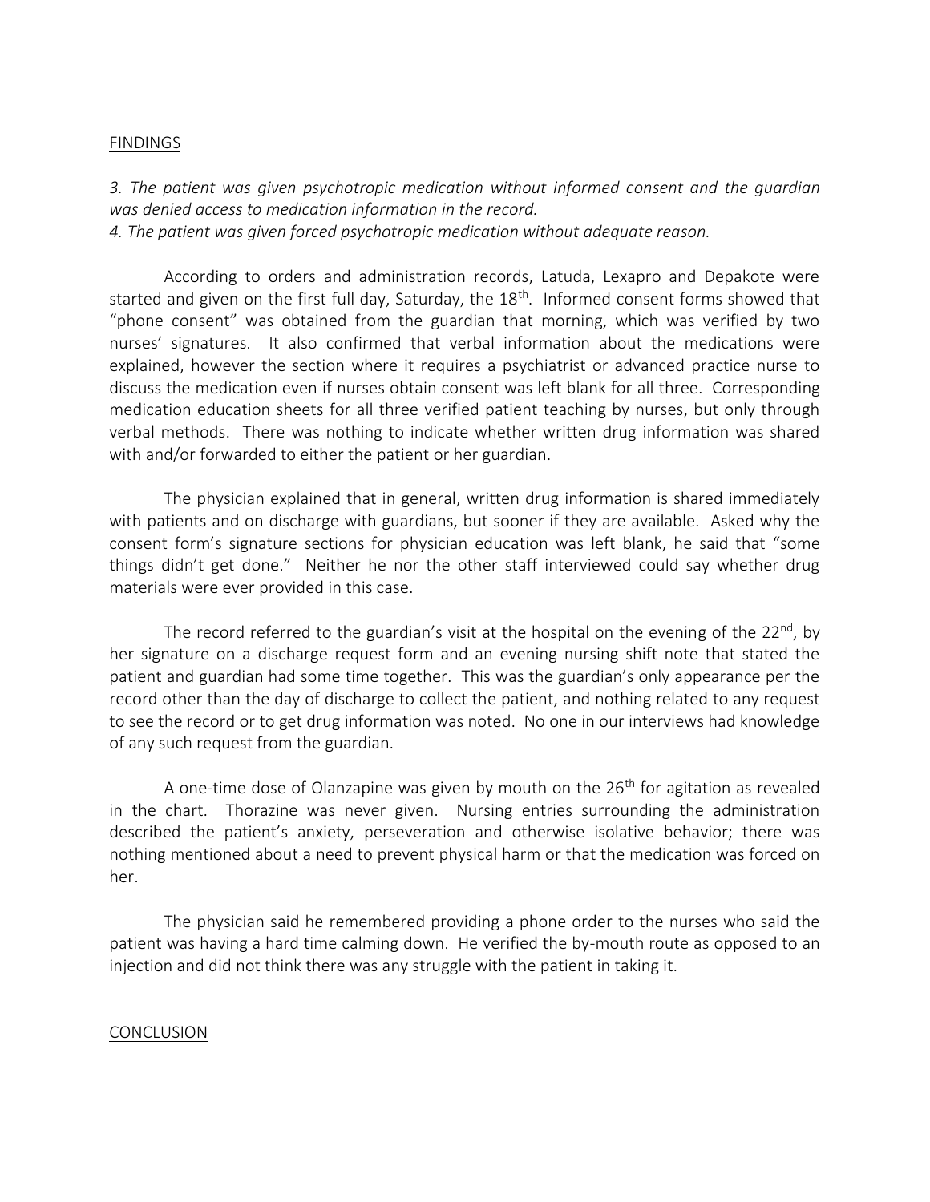## FINDINGS

*3. The patient was given psychotropic medication without informed consent and the guardian was denied access to medication information in the record.*
*4. The patient was given forced psychotropic medication without adequate reason.*

According to orders and administration records, Latuda, Lexapro and Depakote were started and given on the first full day, Saturday, the 18th. Informed consent forms showed that "phone consent" was obtained from the guardian that morning, which was verified by two nurses' signatures. It also confirmed that verbal information about the medications were explained, however the section where it requires a psychiatrist or advanced practice nurse to discuss the medication even if nurses obtain consent was left blank for all three. Corresponding medication education sheets for all three verified patient teaching by nurses, but only through verbal methods. There was nothing to indicate whether written drug information was shared with and/or forwarded to either the patient or her guardian.

The physician explained that in general, written drug information is shared immediately with patients and on discharge with guardians, but sooner if they are available. Asked why the consent form's signature sections for physician education was left blank, he said that "some things didn't get done." Neither he nor the other staff interviewed could say whether drug materials were ever provided in this case.

The record referred to the guardian's visit at the hospital on the evening of the 22nd, by her signature on a discharge request form and an evening nursing shift note that stated the patient and guardian had some time together. This was the guardian's only appearance per the record other than the day of discharge to collect the patient, and nothing related to any request to see the record or to get drug information was noted. No one in our interviews had knowledge of any such request from the guardian.

A one-time dose of Olanzapine was given by mouth on the 26th for agitation as revealed in the chart. Thorazine was never given. Nursing entries surrounding the administration described the patient's anxiety, perseveration and otherwise isolative behavior; there was nothing mentioned about a need to prevent physical harm or that the medication was forced on her.

The physician said he remembered providing a phone order to the nurses who said the patient was having a hard time calming down. He verified the by-mouth route as opposed to an injection and did not think there was any struggle with the patient in taking it.

## CONCLUSION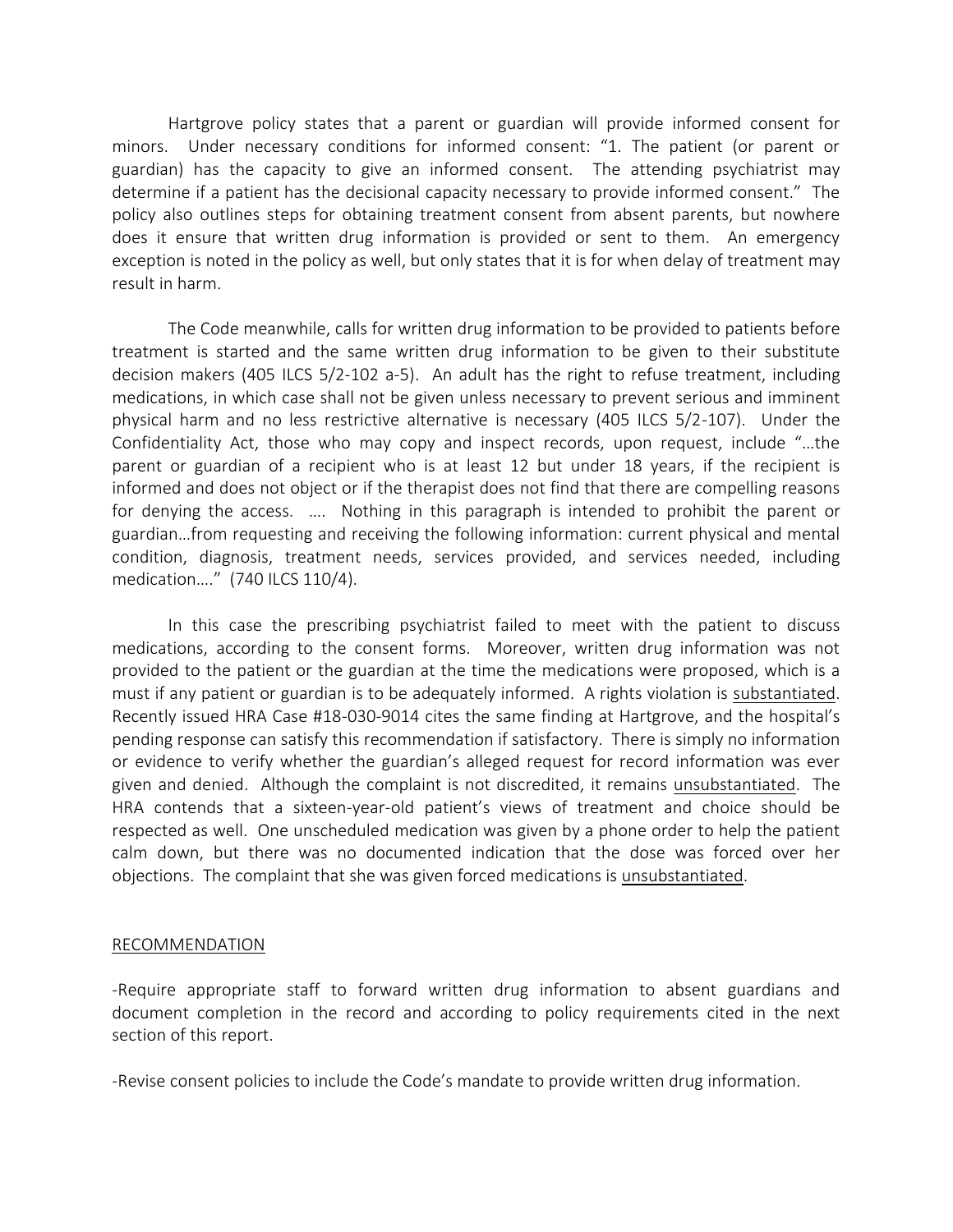Hartgrove policy states that a parent or guardian will provide informed consent for minors. Under necessary conditions for informed consent: "1. The patient (or parent or guardian) has the capacity to give an informed consent. The attending psychiatrist may determine if a patient has the decisional capacity necessary to provide informed consent." The policy also outlines steps for obtaining treatment consent from absent parents, but nowhere does it ensure that written drug information is provided or sent to them. An emergency exception is noted in the policy as well, but only states that it is for when delay of treatment may result in harm.

The Code meanwhile, calls for written drug information to be provided to patients before treatment is started and the same written drug information to be given to their substitute decision makers (405 ILCS 5/2-102 a-5). An adult has the right to refuse treatment, including medications, in which case shall not be given unless necessary to prevent serious and imminent physical harm and no less restrictive alternative is necessary (405 ILCS 5/2-107). Under the Confidentiality Act, those who may copy and inspect records, upon request, include "…the parent or guardian of a recipient who is at least 12 but under 18 years, if the recipient is informed and does not object or if the therapist does not find that there are compelling reasons for denying the access. …. Nothing in this paragraph is intended to prohibit the parent or guardian…from requesting and receiving the following information: current physical and mental condition, diagnosis, treatment needs, services provided, and services needed, including medication…." (740 ILCS 110/4).

In this case the prescribing psychiatrist failed to meet with the patient to discuss medications, according to the consent forms. Moreover, written drug information was not provided to the patient or the guardian at the time the medications were proposed, which is a must if any patient or guardian is to be adequately informed. A rights violation is <u>substantiated</u>. Recently issued HRA Case #18-030-9014 cites the same finding at Hartgrove, and the hospital's pending response can satisfy this recommendation if satisfactory. There is simply no information or evidence to verify whether the guardian's alleged request for record information was ever given and denied. Although the complaint is not discredited, it remains <u>unsubstantiated</u>. The HRA contends that a sixteen-year-old patient's views of treatment and choice should be respected as well. One unscheduled medication was given by a phone order to help the patient calm down, but there was no documented indication that the dose was forced over her objections. The complaint that she was given forced medications is <u>unsubstantiated</u>.

## <u>RECOMMENDATION</u>

-Require appropriate staff to forward written drug information to absent guardians and document completion in the record and according to policy requirements cited in the next section of this report.

-Revise consent policies to include the Code's mandate to provide written drug information.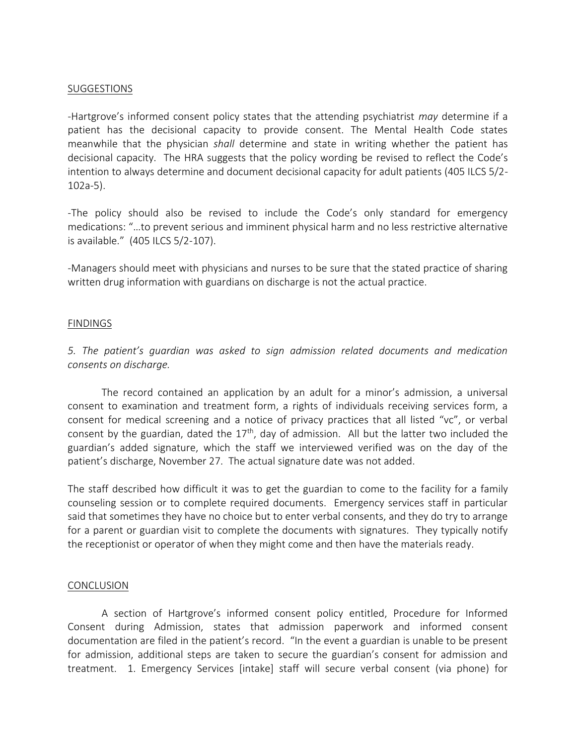SUGGESTIONS

-Hartgrove's informed consent policy states that the attending psychiatrist *may* determine if a patient has the decisional capacity to provide consent. The Mental Health Code states meanwhile that the physician *shall* determine and state in writing whether the patient has decisional capacity. The HRA suggests that the policy wording be revised to reflect the Code's intention to always determine and document decisional capacity for adult patients (405 ILCS 5/2-102a-5).

-The policy should also be revised to include the Code's only standard for emergency medications: "…to prevent serious and imminent physical harm and no less restrictive alternative is available." (405 ILCS 5/2-107).

-Managers should meet with physicians and nurses to be sure that the stated practice of sharing written drug information with guardians on discharge is not the actual practice.

FINDINGS

*5. The patient's guardian was asked to sign admission related documents and medication consents on discharge.*

The record contained an application by an adult for a minor's admission, a universal consent to examination and treatment form, a rights of individuals receiving services form, a consent for medical screening and a notice of privacy practices that all listed "vc", or verbal consent by the guardian, dated the 17th, day of admission. All but the latter two included the guardian's added signature, which the staff we interviewed verified was on the day of the patient's discharge, November 27. The actual signature date was not added.

The staff described how difficult it was to get the guardian to come to the facility for a family counseling session or to complete required documents. Emergency services staff in particular said that sometimes they have no choice but to enter verbal consents, and they do try to arrange for a parent or guardian visit to complete the documents with signatures. They typically notify the receptionist or operator of when they might come and then have the materials ready.

CONCLUSION

A section of Hartgrove's informed consent policy entitled, Procedure for Informed Consent during Admission, states that admission paperwork and informed consent documentation are filed in the patient's record. "In the event a guardian is unable to be present for admission, additional steps are taken to secure the guardian's consent for admission and treatment. 1. Emergency Services [intake] staff will secure verbal consent (via phone) for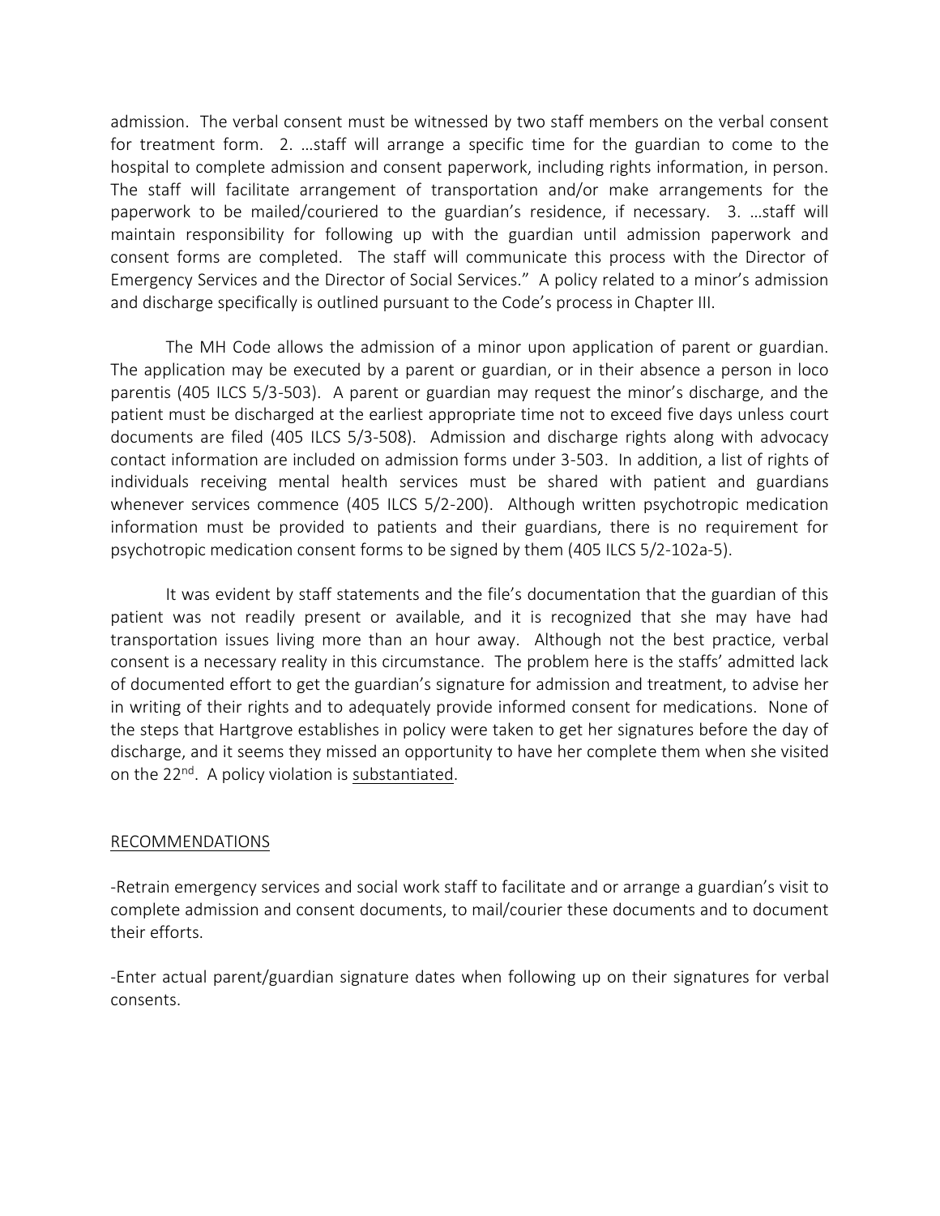admission. The verbal consent must be witnessed by two staff members on the verbal consent for treatment form. 2. …staff will arrange a specific time for the guardian to come to the hospital to complete admission and consent paperwork, including rights information, in person. The staff will facilitate arrangement of transportation and/or make arrangements for the paperwork to be mailed/couriered to the guardian's residence, if necessary. 3. …staff will maintain responsibility for following up with the guardian until admission paperwork and consent forms are completed. The staff will communicate this process with the Director of Emergency Services and the Director of Social Services." A policy related to a minor's admission and discharge specifically is outlined pursuant to the Code's process in Chapter III.

The MH Code allows the admission of a minor upon application of parent or guardian. The application may be executed by a parent or guardian, or in their absence a person in loco parentis (405 ILCS 5/3-503). A parent or guardian may request the minor's discharge, and the patient must be discharged at the earliest appropriate time not to exceed five days unless court documents are filed (405 ILCS 5/3-508). Admission and discharge rights along with advocacy contact information are included on admission forms under 3-503. In addition, a list of rights of individuals receiving mental health services must be shared with patient and guardians whenever services commence (405 ILCS 5/2-200). Although written psychotropic medication information must be provided to patients and their guardians, there is no requirement for psychotropic medication consent forms to be signed by them (405 ILCS 5/2-102a-5).

It was evident by staff statements and the file's documentation that the guardian of this patient was not readily present or available, and it is recognized that she may have had transportation issues living more than an hour away. Although not the best practice, verbal consent is a necessary reality in this circumstance. The problem here is the staffs' admitted lack of documented effort to get the guardian's signature for admission and treatment, to advise her in writing of their rights and to adequately provide informed consent for medications. None of the steps that Hartgrove establishes in policy were taken to get her signatures before the day of discharge, and it seems they missed an opportunity to have her complete them when she visited on the 22nd. A policy violation is substantiated.

RECOMMENDATIONS

-Retrain emergency services and social work staff to facilitate and or arrange a guardian's visit to complete admission and consent documents, to mail/courier these documents and to document their efforts.

-Enter actual parent/guardian signature dates when following up on their signatures for verbal consents.